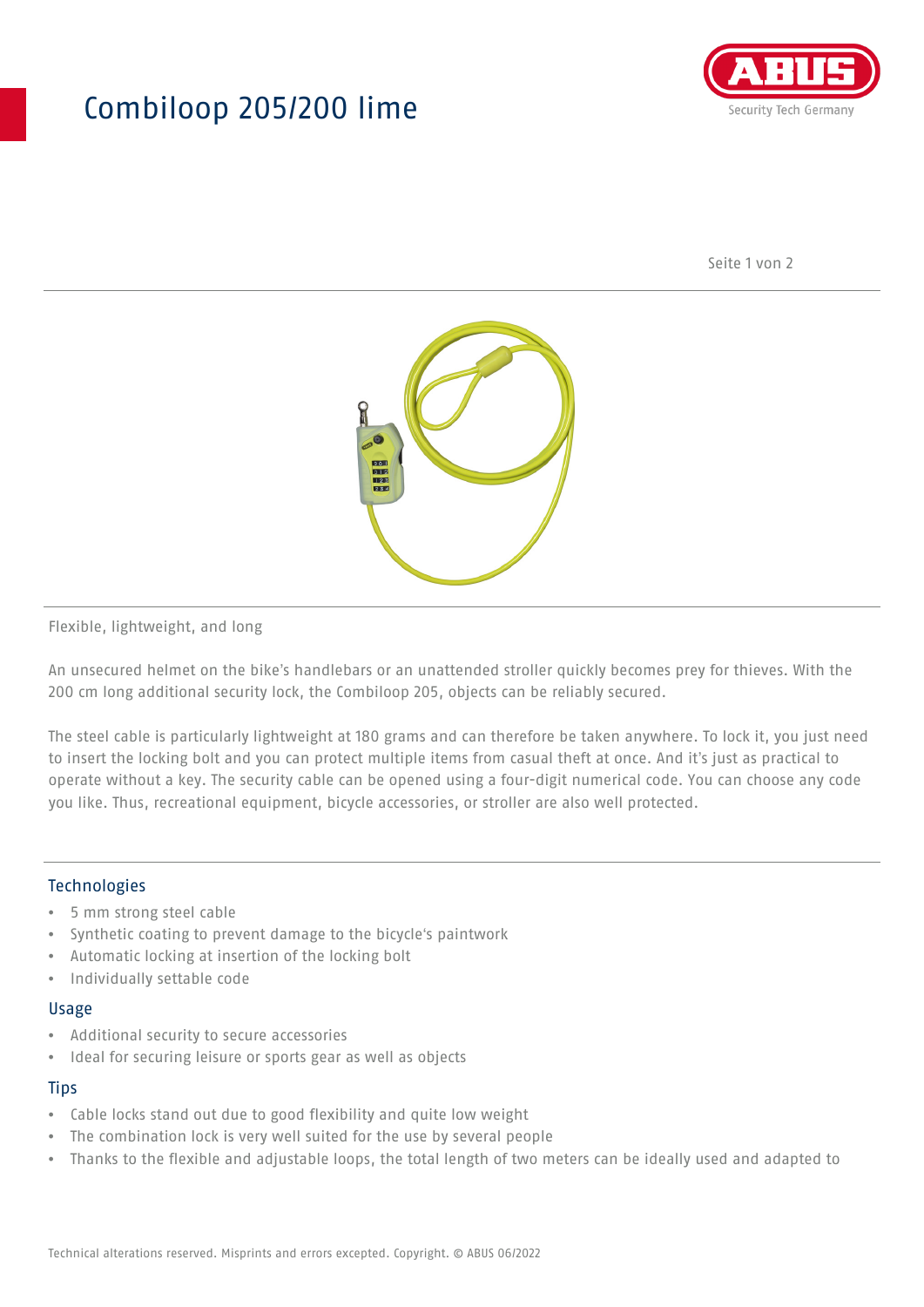# Combiloop 205/200 lime

Flexible, lightweight, and long

An unsecured helmet on the bike's handlebars or an unattended stroller quickly becomes prey for thieves. With the 200 cm long additional security lock, the Combiloop 205, objects can be reliably secured.

The steel cable is particularly lightweight at 180 grams and can therefore be taken anywhere. To lock it, you just need to insert the locking bolt and you can protect multiple items from casual theft at once. And it's just as practical to operate without a key. The security cable can be opened using a four-digit numerical code. You can choose any code you like. Thus, recreational equipment, bicycle accessories, or stroller are also well protected.

## Technologies

- 5 mm strong steel cable
- Synthetic coating to prevent damage to the bicycle's paintwork
- Automatic locking at insertion of the locking bolt
- Individually settable code

## Usage

- Additional security to secure accessories
- Ideal for securing leisure or sports gear as well as objects

## Tips

- Cable locks stand out due to good flexibility and quite low weight
- The combination lock is very well suited for the use by several people
- Thanks to the flexible and adjustable loops, the total length of two meters can be ideally used and adapted to

Technical alterations reserved. Misprints and errors excepted. Copyright. © ABUS 06/2022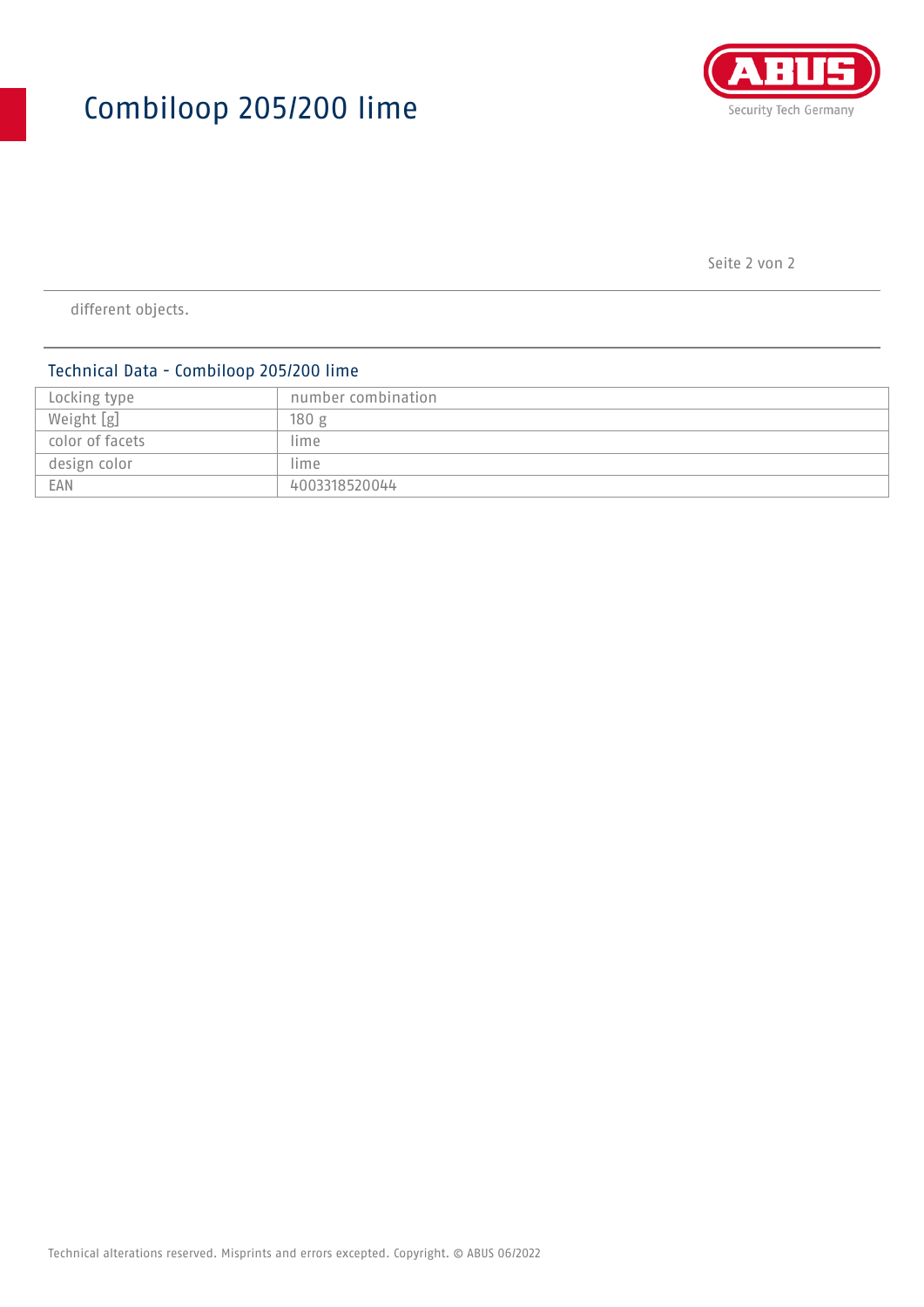different objects.

## Technical Data - Combiloop 205/200 lime

| | |
|---|---|
| Locking type | number combination |
| Weight [g] | 180 g |
| color of facets | lime |
| design color | lime |
| EAN | 4003318520044 |

Technical alterations reserved. Misprints and errors excepted. Copyright. © ABUS 06/2022